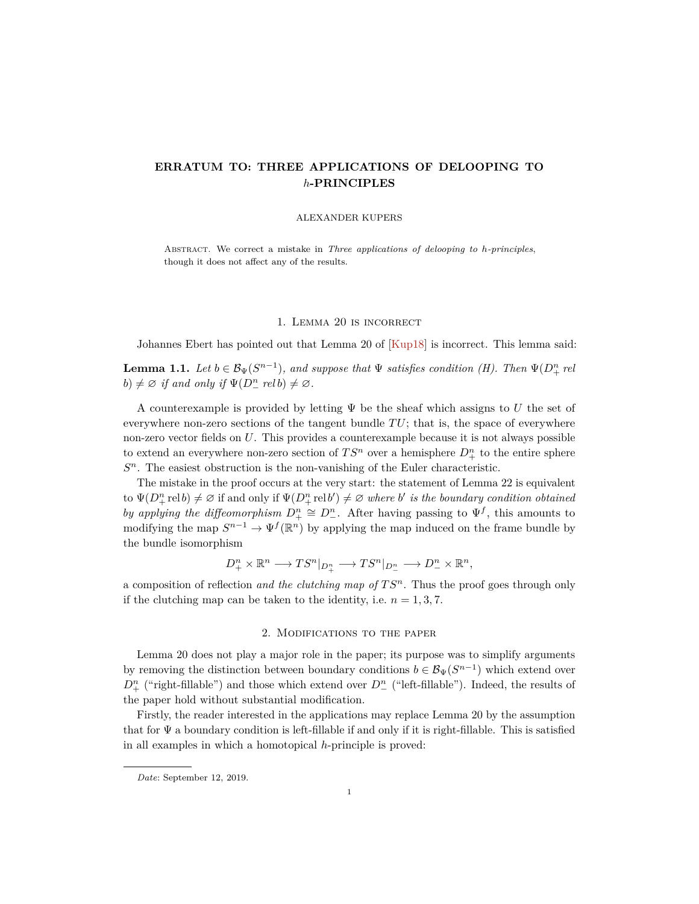# ERRATUM TO: THREE APPLICATIONS OF DELOOPING TO $h$-PRINCIPLES

ALEXANDER KUPERS

Abstract. We correct a mistake in *Three applications of delooping to $h$-principles*, though it does not affect any of the results.

## 1. Lemma 20 is incorrect

Johannes Ebert has pointed out that Lemma 20 of [Kup18] is incorrect. This lemma said:

**Lemma 1.1.** *Let $b \in \mathcal{B}_\Psi(S^{n-1})$, and suppose that $\Psi$ satisfies condition (H). Then $\Psi(D^n_+ \text{ rel } b) \neq \varnothing$ if and only if $\Psi(D^n_- \text{ rel } b) \neq \varnothing$.*

A counterexample is provided by letting $\Psi$ be the sheaf which assigns to $U$ the set of everywhere non-zero sections of the tangent bundle $TU$; that is, the space of everywhere non-zero vector fields on $U$. This provides a counterexample because it is not always possible to extend an everywhere non-zero section of $TS^n$ over a hemisphere $D^n_+$ to the entire sphere $S^n$. The easiest obstruction is the non-vanishing of the Euler characteristic.

The mistake in the proof occurs at the very start: the statement of Lemma 22 is equivalent to $\Psi(D^n_+ \operatorname{rel} b) \neq \varnothing$ if and only if $\Psi(D^n_+ \operatorname{rel} b') \neq \varnothing$ *where $b'$ is the boundary condition obtained by applying the diffeomorphism $D^n_+ \cong D^n_-$*. After having passing to $\Psi^f$, this amounts to modifying the map $S^{n-1} \to \Psi^f(\mathbb{R}^n)$ by applying the map induced on the frame bundle by the bundle isomorphism

$$D^n_+ \times \mathbb{R}^n \longrightarrow TS^n|_{D^n_+} \longrightarrow TS^n|_{D^n_-} \longrightarrow D^n_- \times \mathbb{R}^n,$$

a composition of reflection *and the clutching map of $TS^n$*. Thus the proof goes through only if the clutching map can be taken to the identity, i.e. $n = 1, 3, 7$.

## 2. Modifications to the paper

Lemma 20 does not play a major role in the paper; its purpose was to simplify arguments by removing the distinction between boundary conditions $b \in \mathcal{B}_\Psi(S^{n-1})$ which extend over $D^n_+$ ("right-fillable") and those which extend over $D^n_-$ ("left-fillable"). Indeed, the results of the paper hold without substantial modification.

Firstly, the reader interested in the applications may replace Lemma 20 by the assumption that for $\Psi$ a boundary condition is left-fillable if and only if it is right-fillable. This is satisfied in all examples in which a homotopical $h$-principle is proved:

*Date*: September 12, 2019.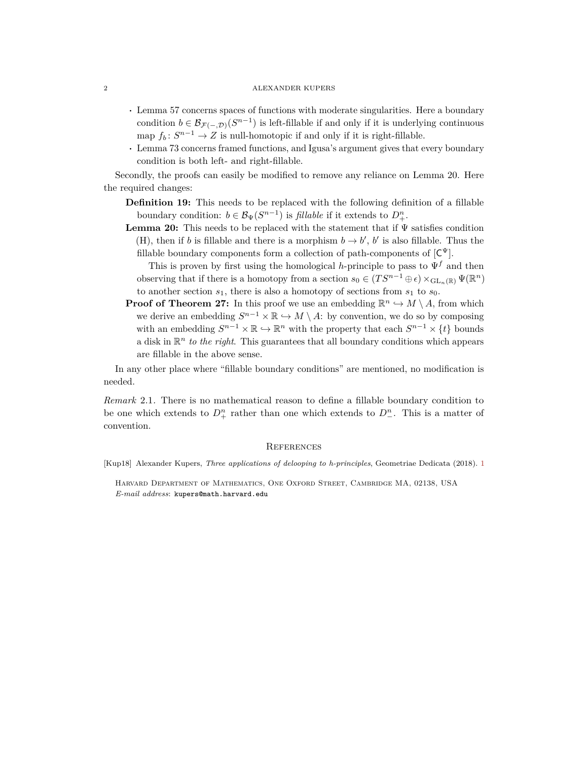- Lemma 57 concerns spaces of functions with moderate singularities. Here a boundary condition $b \in \mathcal{B}_{\mathcal{F}(-,\mathcal{D})}(S^{n-1})$ is left-fillable if and only if it is underlying continuous map $f_b \colon S^{n-1} \to Z$ is null-homotopic if and only if it is right-fillable.
- Lemma 73 concerns framed functions, and Igusa's argument gives that every boundary condition is both left- and right-fillable.

Secondly, the proofs can easily be modified to remove any reliance on Lemma 20. Here the required changes:

**Definition 19:** This needs to be replaced with the following definition of a fillable boundary condition: $b \in \mathcal{B}_\Psi(S^{n-1})$ is *fillable* if it extends to $D^n_+$.

**Lemma 20:** This needs to be replaced with the statement that if $\Psi$ satisfies condition (H), then if $b$ is fillable and there is a morphism $b \to b'$, $b'$ is also fillable. Thus the fillable boundary components form a collection of path-components of $[\mathsf{C}^\Psi]$.

This is proven by first using the homological $h$-principle to pass to $\Psi^f$ and then observing that if there is a homotopy from a section $s_0 \in (TS^{n-1} \oplus \epsilon) \times_{\mathrm{GL}_n(\mathbb{R})} \Psi(\mathbb{R}^n)$ to another section $s_1$, there is also a homotopy of sections from $s_1$ to $s_0$.

**Proof of Theorem 27:** In this proof we use an embedding $\mathbb{R}^n \hookrightarrow M \setminus A$, from which we derive an embedding $S^{n-1} \times \mathbb{R} \hookrightarrow M \setminus A$: by convention, we do so by composing with an embedding $S^{n-1} \times \mathbb{R} \hookrightarrow \mathbb{R}^n$ with the property that each $S^{n-1} \times \{t\}$ bounds a disk in $\mathbb{R}^n$ *to the right*. This guarantees that all boundary conditions which appears are fillable in the above sense.

In any other place where "fillable boundary conditions" are mentioned, no modification is needed.

*Remark* 2.1. There is no mathematical reason to define a fillable boundary condition to be one which extends to $D^n_+$ rather than one which extends to $D^n_-$. This is a matter of convention.

## References

[Kup18] Alexander Kupers, *Three applications of delooping to h-principles*, Geometriae Dedicata (2018). 1

Harvard Department of Mathematics, One Oxford Street, Cambridge MA, 02138, USA
*E-mail address*: kupers@math.harvard.edu